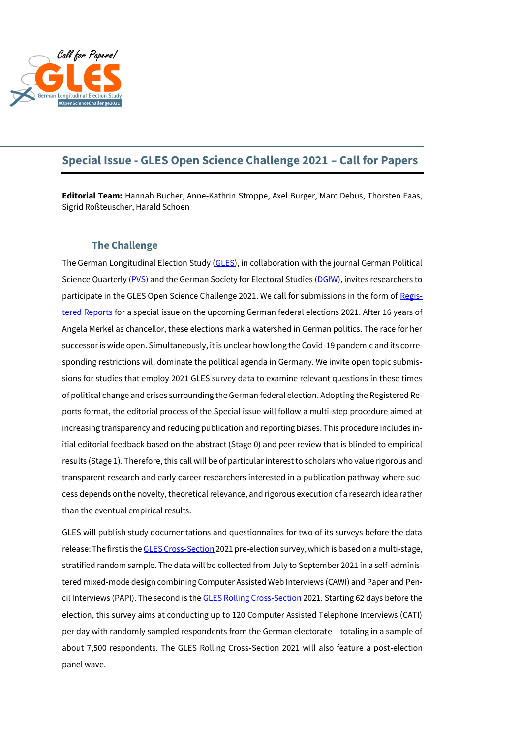# Special Issue - GLES Open Science Challenge 2021 – Call for Papers

**Editorial Team:** Hannah Bucher, Anne-Kathrin Stroppe, Axel Burger, Marc Debus, Thorsten Faas, Sigrid Roßteuscher, Harald Schoen

## The Challenge

The German Longitudinal Election Study (GLES), in collaboration with the journal German Political Science Quarterly (PVS) and the German Society for Electoral Studies (DGfW), invites researchers to participate in the GLES Open Science Challenge 2021. We call for submissions in the form of Registered Reports for a special issue on the upcoming German federal elections 2021. After 16 years of Angela Merkel as chancellor, these elections mark a watershed in German politics. The race for her successor is wide open. Simultaneously, it is unclear how long the Covid-19 pandemic and its corresponding restrictions will dominate the political agenda in Germany. We invite open topic submissions for studies that employ 2021 GLES survey data to examine relevant questions in these times of political change and crises surrounding the German federal election. Adopting the Registered Reports format, the editorial process of the Special issue will follow a multi-step procedure aimed at increasing transparency and reducing publication and reporting biases. This procedure includes initial editorial feedback based on the abstract (Stage 0) and peer review that is blinded to empirical results (Stage 1). Therefore, this call will be of particular interest to scholars who value rigorous and transparent research and early career researchers interested in a publication pathway where success depends on the novelty, theoretical relevance, and rigorous execution of a research idea rather than the eventual empirical results.

GLES will publish study documentations and questionnaires for two of its surveys before the data release: The first is the GLES Cross-Section 2021 pre-election survey, which is based on a multi-stage, stratified random sample. The data will be collected from July to September 2021 in a self-administered mixed-mode design combining Computer Assisted Web Interviews (CAWI) and Paper and Pencil Interviews (PAPI). The second is the GLES Rolling Cross-Section 2021. Starting 62 days before the election, this survey aims at conducting up to 120 Computer Assisted Telephone Interviews (CATI) per day with randomly sampled respondents from the German electorate – totaling in a sample of about 7,500 respondents. The GLES Rolling Cross-Section 2021 will also feature a post-election panel wave.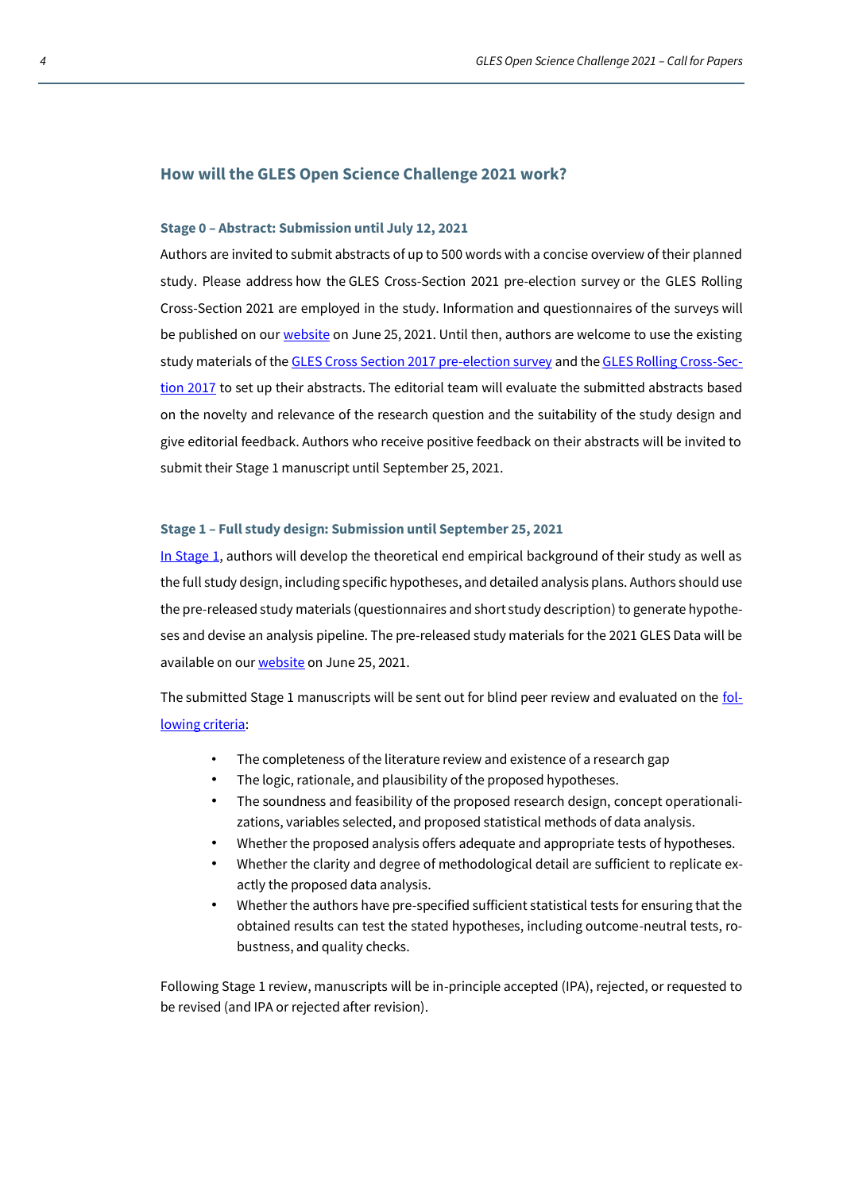## How will the GLES Open Science Challenge 2021 work?

### Stage 0 – Abstract: Submission until July 12, 2021

Authors are invited to submit abstracts of up to 500 words with a concise overview of their planned study. Please address how the GLES Cross-Section 2021 pre-election survey or the GLES Rolling Cross-Section 2021 are employed in the study. Information and questionnaires of the surveys will be published on our website on June 25, 2021. Until then, authors are welcome to use the existing study materials of the GLES Cross Section 2017 pre-election survey and the GLES Rolling Cross-Section 2017 to set up their abstracts. The editorial team will evaluate the submitted abstracts based on the novelty and relevance of the research question and the suitability of the study design and give editorial feedback. Authors who receive positive feedback on their abstracts will be invited to submit their Stage 1 manuscript until September 25, 2021.

### Stage 1 – Full study design: Submission until September 25, 2021

In Stage 1, authors will develop the theoretical end empirical background of their study as well as the full study design, including specific hypotheses, and detailed analysis plans. Authors should use the pre-released study materials (questionnaires and short study description) to generate hypotheses and devise an analysis pipeline. The pre-released study materials for the 2021 GLES Data will be available on our website on June 25, 2021.

The submitted Stage 1 manuscripts will be sent out for blind peer review and evaluated on the following criteria:

- The completeness of the literature review and existence of a research gap
- The logic, rationale, and plausibility of the proposed hypotheses.
- The soundness and feasibility of the proposed research design, concept operationalizations, variables selected, and proposed statistical methods of data analysis.
- Whether the proposed analysis offers adequate and appropriate tests of hypotheses.
- Whether the clarity and degree of methodological detail are sufficient to replicate exactly the proposed data analysis.
- Whether the authors have pre-specified sufficient statistical tests for ensuring that the obtained results can test the stated hypotheses, including outcome-neutral tests, robustness, and quality checks.

Following Stage 1 review, manuscripts will be in-principle accepted (IPA), rejected, or requested to be revised (and IPA or rejected after revision).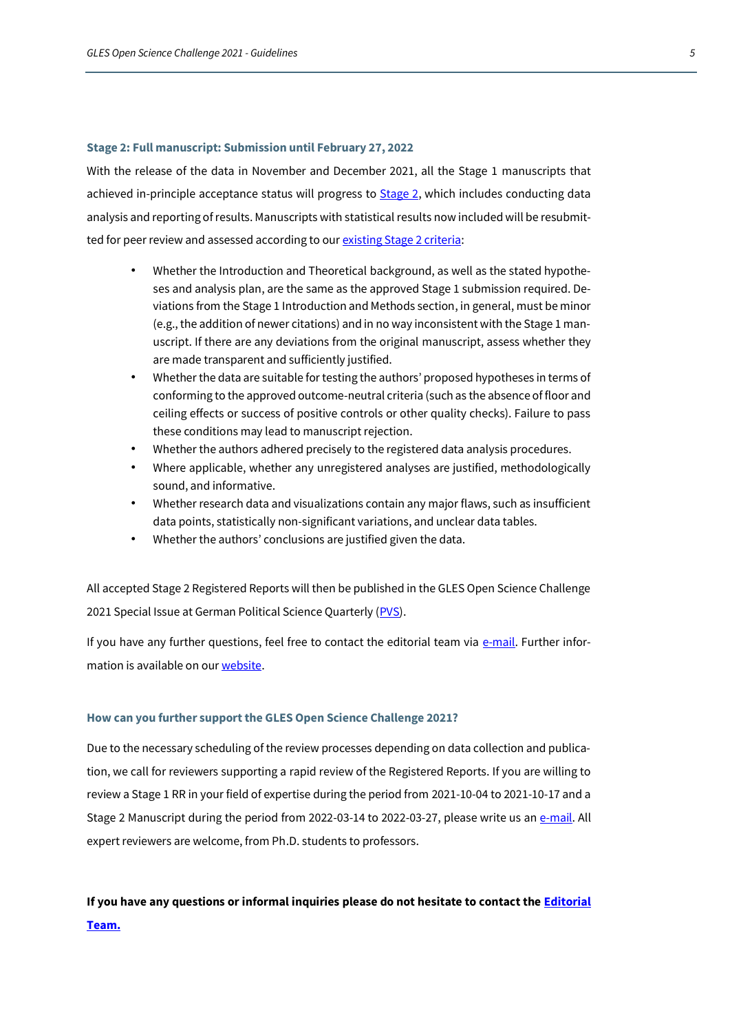### Stage 2: Full manuscript: Submission until February 27, 2022

With the release of the data in November and December 2021, all the Stage 1 manuscripts that achieved in-principle acceptance status will progress to [Stage 2](), which includes conducting data analysis and reporting of results. Manuscripts with statistical results now included will be resubmitted for peer review and assessed according to our [existing Stage 2 criteria]():

- Whether the Introduction and Theoretical background, as well as the stated hypotheses and analysis plan, are the same as the approved Stage 1 submission required. Deviations from the Stage 1 Introduction and Methods section, in general, must be minor (e.g., the addition of newer citations) and in no way inconsistent with the Stage 1 manuscript. If there are any deviations from the original manuscript, assess whether they are made transparent and sufficiently justified.
- Whether the data are suitable for testing the authors' proposed hypotheses in terms of conforming to the approved outcome-neutral criteria (such as the absence of floor and ceiling effects or success of positive controls or other quality checks). Failure to pass these conditions may lead to manuscript rejection.
- Whether the authors adhered precisely to the registered data analysis procedures.
- Where applicable, whether any unregistered analyses are justified, methodologically sound, and informative.
- Whether research data and visualizations contain any major flaws, such as insufficient data points, statistically non-significant variations, and unclear data tables.
- Whether the authors' conclusions are justified given the data.

All accepted Stage 2 Registered Reports will then be published in the GLES Open Science Challenge 2021 Special Issue at German Political Science Quarterly ([PVS]()).

If you have any further questions, feel free to contact the editorial team via [e-mail](). Further information is available on our [website]().

### How can you further support the GLES Open Science Challenge 2021?

Due to the necessary scheduling of the review processes depending on data collection and publication, we call for reviewers supporting a rapid review of the Registered Reports. If you are willing to review a Stage 1 RR in your field of expertise during the period from 2021-10-04 to 2021-10-17 and a Stage 2 Manuscript during the period from 2022-03-14 to 2022-03-27, please write us an [e-mail](). All expert reviewers are welcome, from Ph.D. students to professors.

**If you have any questions or informal inquiries please do not hesitate to contact the [Editorial Team.]()**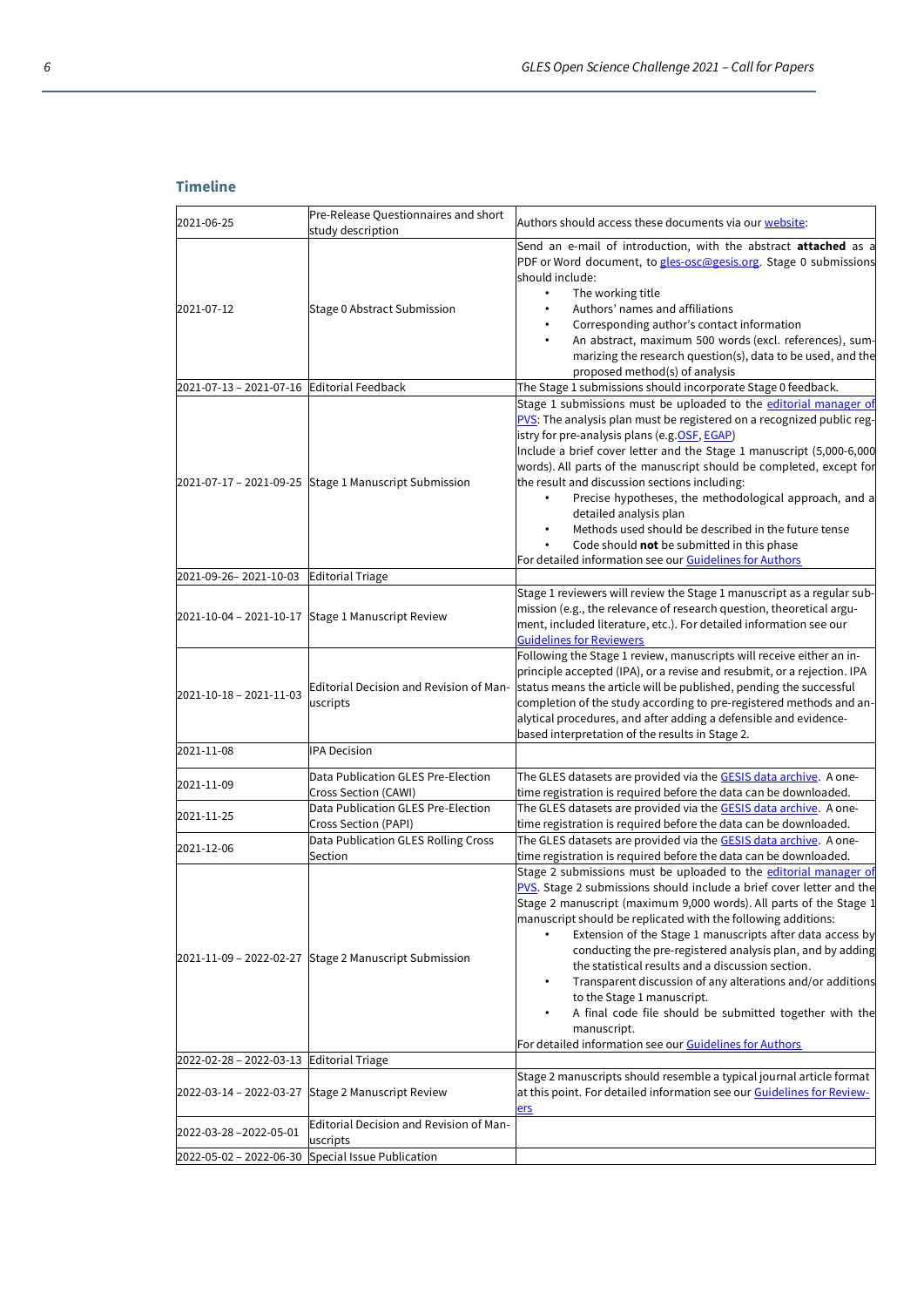## Timeline

| | | |
|---|---|---|
| 2021-06-25 | Pre-Release Questionnaires and short study description | Authors should access these documents via our website: |
| 2021-07-12 | Stage 0 Abstract Submission | Send an e-mail of introduction, with the abstract **attached** as a PDF or Word document, to gles-osc@gesis.org. Stage 0 submissions should include:<br>• The working title<br>• Authors' names and affiliations<br>• Corresponding author's contact information<br>• An abstract, maximum 500 words (excl. references), summarizing the research question(s), data to be used, and the proposed method(s) of analysis |
| 2021-07-13 – 2021-07-16 | Editorial Feedback | The Stage 1 submissions should incorporate Stage 0 feedback. |
| 2021-07-17 – 2021-09-25 | Stage 1 Manuscript Submission | Stage 1 submissions must be uploaded to the editorial manager of PVS: The analysis plan must be registered on a recognized public registry for pre-analysis plans (e.g. OSF, EGAP)<br>Include a brief cover letter and the Stage 1 manuscript (5,000-6,000 words). All parts of the manuscript should be completed, except for the result and discussion sections including:<br>• Precise hypotheses, the methodological approach, and a detailed analysis plan<br>• Methods used should be described in the future tense<br>• Code should **not** be submitted in this phase<br>For detailed information see our Guidelines for Authors |
| 2021-09-26– 2021-10-03 | Editorial Triage | |
| 2021-10-04 – 2021-10-17 | Stage 1 Manuscript Review | Stage 1 reviewers will review the Stage 1 manuscript as a regular submission (e.g., the relevance of research question, theoretical argument, included literature, etc.). For detailed information see our Guidelines for Reviewers |
| 2021-10-18 – 2021-11-03 | Editorial Decision and Revision of Manuscripts | Following the Stage 1 review, manuscripts will receive either an in-principle accepted (IPA), or a revise and resubmit, or a rejection. IPA status means the article will be published, pending the successful completion of the study according to pre-registered methods and analytical procedures, and after adding a defensible and evidence-based interpretation of the results in Stage 2. |
| 2021-11-08 | IPA Decision | |
| 2021-11-09 | Data Publication GLES Pre-Election Cross Section (CAWI) | The GLES datasets are provided via the GESIS data archive. A one-time registration is required before the data can be downloaded. |
| 2021-11-25 | Data Publication GLES Pre-Election Cross Section (PAPI) | The GLES datasets are provided via the GESIS data archive. A one-time registration is required before the data can be downloaded. |
| 2021-12-06 | Data Publication GLES Rolling Cross Section | The GLES datasets are provided via the GESIS data archive. A one-time registration is required before the data can be downloaded. |
| 2021-11-09 – 2022-02-27 | Stage 2 Manuscript Submission | Stage 2 submissions must be uploaded to the editorial manager of PVS. Stage 2 submissions should include a brief cover letter and the Stage 2 manuscript (maximum 9,000 words). All parts of the Stage 1 manuscript should be replicated with the following additions:<br>• Extension of the Stage 1 manuscripts after data access by conducting the pre-registered analysis plan, and by adding the statistical results and a discussion section.<br>• Transparent discussion of any alterations and/or additions to the Stage 1 manuscript.<br>• A final code file should be submitted together with the manuscript.<br>For detailed information see our Guidelines for Authors |
| 2022-02-28 – 2022-03-13 | Editorial Triage | |
| 2022-03-14 – 2022-03-27 | Stage 2 Manuscript Review | Stage 2 manuscripts should resemble a typical journal article format at this point. For detailed information see our Guidelines for Reviewers |
| 2022-03-28 –2022-05-01 | Editorial Decision and Revision of Manuscripts | |
| 2022-05-02 – 2022-06-30 | Special Issue Publication | |